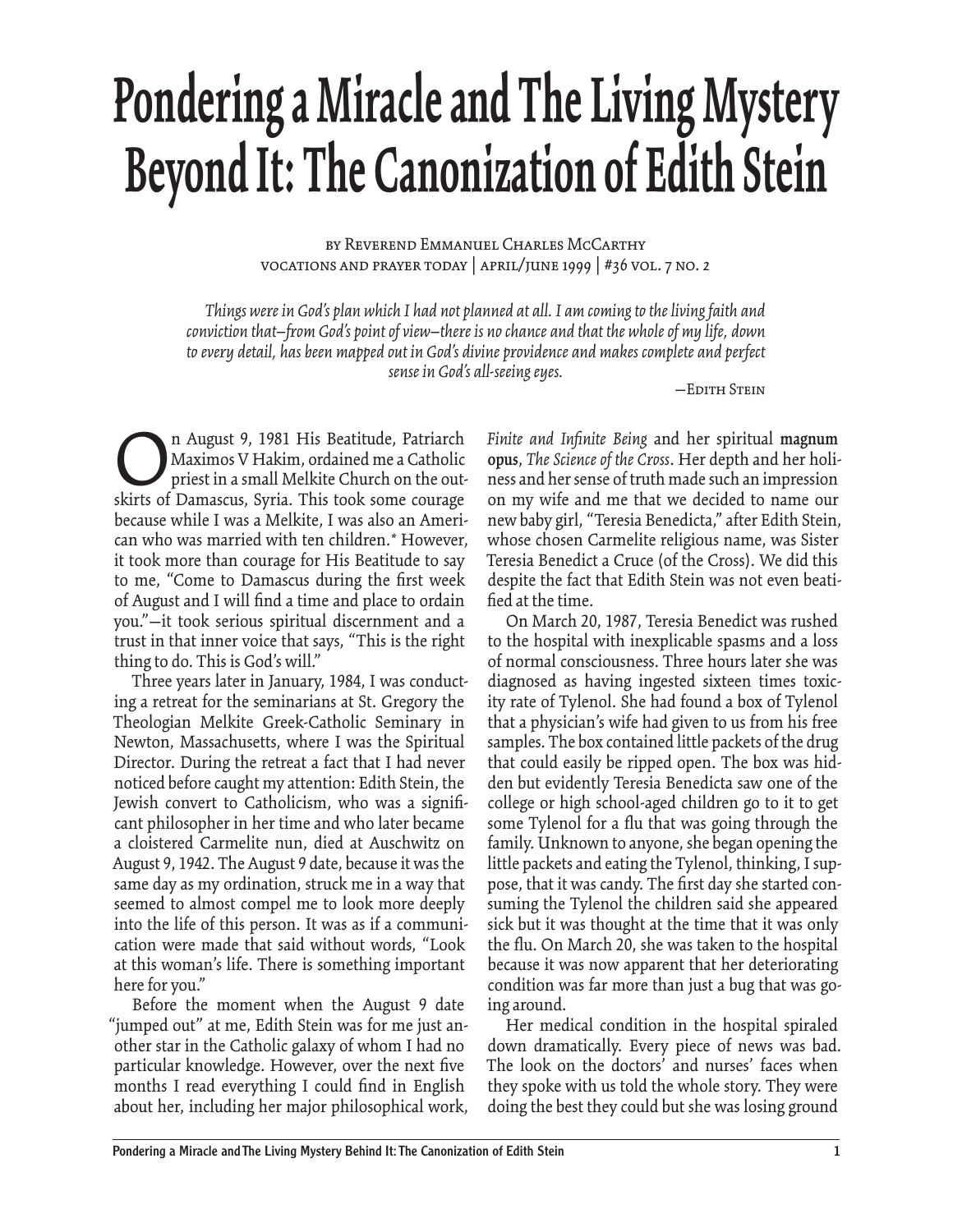# Pondering a Miracle and The Living Mystery Beyond It: The Canonization of Edith Stein

by Reverend Emmanuel Charles McCarthy
vocations and prayer today | april/june 1999 | #36 vol. 7 no. 2

*Things were in God's plan which I had not planned at all. I am coming to the living faith and conviction that—from God's point of view—there is no chance and that the whole of my life, down to every detail, has been mapped out in God's divine providence and makes complete and perfect sense in God's all-seeing eyes.*

—Edith Stein

On August 9, 1981 His Beatitude, Patriarch Maximos V Hakim, ordained me a Catholic priest in a small Melkite Church on the outskirts of Damascus, Syria. This took some courage because while I was a Melkite, I was also an American who was married with ten children.* However, it took more than courage for His Beatitude to say to me, "Come to Damascus during the first week of August and I will find a time and place to ordain you."—it took serious spiritual discernment and a trust in that inner voice that says, "This is the right thing to do. This is God's will."

Three years later in January, 1984, I was conducting a retreat for the seminarians at St. Gregory the Theologian Melkite Greek-Catholic Seminary in Newton, Massachusetts, where I was the Spiritual Director. During the retreat a fact that I had never noticed before caught my attention: Edith Stein, the Jewish convert to Catholicism, who was a significant philosopher in her time and who later became a cloistered Carmelite nun, died at Auschwitz on August 9, 1942. The August 9 date, because it was the same day as my ordination, struck me in a way that seemed to almost compel me to look more deeply into the life of this person. It was as if a communication were made that said without words, "Look at this woman's life. There is something important here for you."

Before the moment when the August 9 date "jumped out" at me, Edith Stein was for me just another star in the Catholic galaxy of whom I had no particular knowledge. However, over the next five months I read everything I could find in English about her, including her major philosophical work, *Finite and Infinite Being* and her spiritual **magnum opus**, *The Science of the Cross*. Her depth and her holiness and her sense of truth made such an impression on my wife and me that we decided to name our new baby girl, "Teresia Benedicta," after Edith Stein, whose chosen Carmelite religious name, was Sister Teresia Benedict a Cruce (of the Cross). We did this despite the fact that Edith Stein was not even beatified at the time.

On March 20, 1987, Teresia Benedict was rushed to the hospital with inexplicable spasms and a loss of normal consciousness. Three hours later she was diagnosed as having ingested sixteen times toxicity rate of Tylenol. She had found a box of Tylenol that a physician's wife had given to us from his free samples. The box contained little packets of the drug that could easily be ripped open. The box was hidden but evidently Teresia Benedicta saw one of the college or high school-aged children go to it to get some Tylenol for a flu that was going through the family. Unknown to anyone, she began opening the little packets and eating the Tylenol, thinking, I suppose, that it was candy. The first day she started consuming the Tylenol the children said she appeared sick but it was thought at the time that it was only the flu. On March 20, she was taken to the hospital because it was now apparent that her deteriorating condition was far more than just a bug that was going around.

Her medical condition in the hospital spiraled down dramatically. Every piece of news was bad. The look on the doctors' and nurses' faces when they spoke with us told the whole story. They were doing the best they could but she was losing ground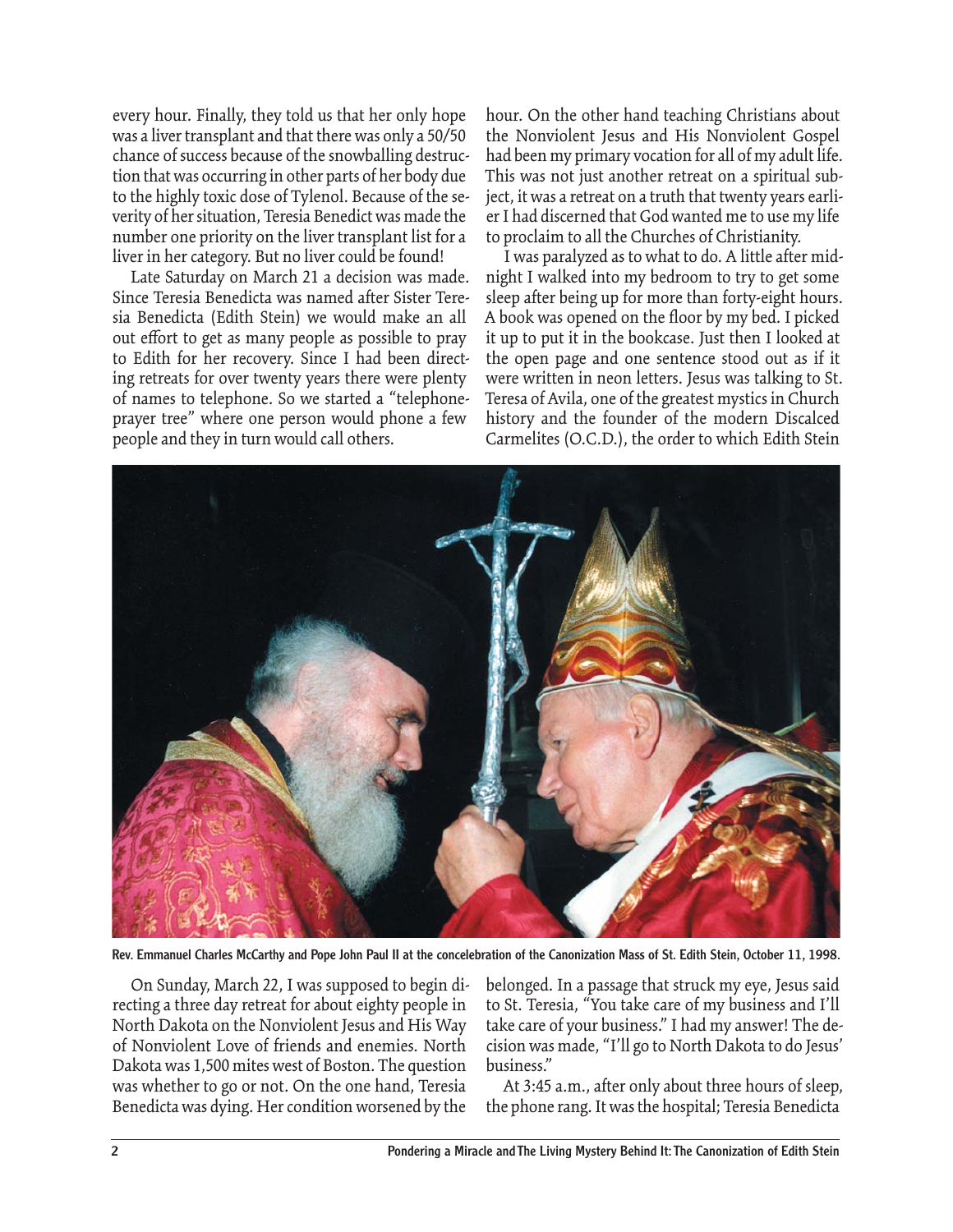every hour. Finally, they told us that her only hope was a liver transplant and that there was only a 50/50 chance of success because of the snowballing destruction that was occurring in other parts of her body due to the highly toxic dose of Tylenol. Because of the severity of her situation, Teresia Benedict was made the number one priority on the liver transplant list for a liver in her category. But no liver could be found!

Late Saturday on March 21 a decision was made. Since Teresia Benedicta was named after Sister Teresia Benedicta (Edith Stein) we would make an all out effort to get as many people as possible to pray to Edith for her recovery. Since I had been directing retreats for over twenty years there were plenty of names to telephone. So we started a "telephone-prayer tree" where one person would phone a few people and they in turn would call others.

On Sunday, March 22, I was supposed to begin directing a three day retreat for about eighty people in North Dakota on the Nonviolent Jesus and His Way of Nonviolent Love of friends and enemies. North Dakota was 1,500 mites west of Boston. The question was whether to go or not. On the one hand, Teresia Benedicta was dying. Her condition worsened by the hour. On the other hand teaching Christians about the Nonviolent Jesus and His Nonviolent Gospel had been my primary vocation for all of my adult life. This was not just another retreat on a spiritual subject, it was a retreat on a truth that twenty years earlier I had discerned that God wanted me to use my life to proclaim to all the Churches of Christianity.

I was paralyzed as to what to do. A little after midnight I walked into my bedroom to try to get some sleep after being up for more than forty-eight hours. A book was opened on the floor by my bed. I picked it up to put it in the bookcase. Just then I looked at the open page and one sentence stood out as if it were written in neon letters. Jesus was talking to St. Teresa of Avila, one of the greatest mystics in Church history and the founder of the modern Discalced Carmelites (O.C.D.), the order to which Edith Stein belonged. In a passage that struck my eye, Jesus said to St. Teresia, "You take care of my business and I'll take care of your business." I had my answer! The decision was made, "I'll go to North Dakota to do Jesus' business."

At 3:45 a.m., after only about three hours of sleep, the phone rang. It was the hospital; Teresia Benedicta

**Rev. Emmanuel Charles McCarthy and Pope John Paul II at the concelebration of the Canonization Mass of St. Edith Stein, October 11, 1998.**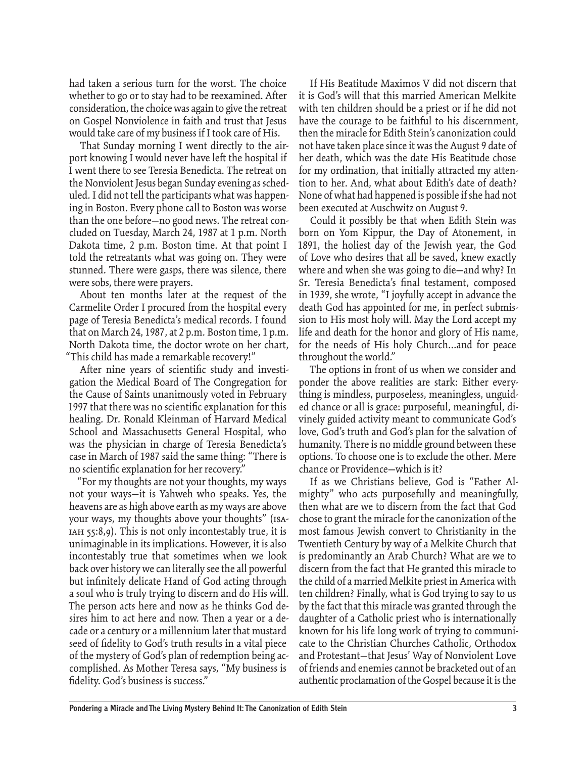had taken a serious turn for the worst. The choice whether to go or to stay had to be reexamined. After consideration, the choice was again to give the retreat on Gospel Nonviolence in faith and trust that Jesus would take care of my business if I took care of His.

That Sunday morning I went directly to the airport knowing I would never have left the hospital if I went there to see Teresia Benedicta. The retreat on the Nonviolent Jesus began Sunday evening as scheduled. I did not tell the participants what was happening in Boston. Every phone call to Boston was worse than the one before—no good news. The retreat concluded on Tuesday, March 24, 1987 at 1 p.m. North Dakota time, 2 p.m. Boston time. At that point I told the retreatants what was going on. They were stunned. There were gasps, there was silence, there were sobs, there were prayers.

About ten months later at the request of the Carmelite Order I procured from the hospital every page of Teresia Benedicta's medical records. I found that on March 24, 1987, at 2 p.m. Boston time, 1 p.m. North Dakota time, the doctor wrote on her chart, "This child has made a remarkable recovery!"

After nine years of scientific study and investigation the Medical Board of The Congregation for the Cause of Saints unanimously voted in February 1997 that there was no scientific explanation for this healing. Dr. Ronald Kleinman of Harvard Medical School and Massachusetts General Hospital, who was the physician in charge of Teresia Benedicta's case in March of 1987 said the same thing: "There is no scientific explanation for her recovery."

"For my thoughts are not your thoughts, my ways not your ways—it is Yahweh who speaks. Yes, the heavens are as high above earth as my ways are above your ways, my thoughts above your thoughts" (Isaiah 55:8,9). This is not only incontestably true, it is unimaginable in its implications. However, it is also incontestably true that sometimes when we look back over history we can literally see the all powerful but infinitely delicate Hand of God acting through a soul who is truly trying to discern and do His will. The person acts here and now as he thinks God desires him to act here and now. Then a year or a decade or a century or a millennium later that mustard seed of fidelity to God's truth results in a vital piece of the mystery of God's plan of redemption being accomplished. As Mother Teresa says, "My business is fidelity. God's business is success."

If His Beatitude Maximos V did not discern that it is God's will that this married American Melkite with ten children should be a priest or if he did not have the courage to be faithful to his discernment, then the miracle for Edith Stein's canonization could not have taken place since it was the August 9 date of her death, which was the date His Beatitude chose for my ordination, that initially attracted my attention to her. And, what about Edith's date of death? None of what had happened is possible if she had not been executed at Auschwitz on August 9.

Could it possibly be that when Edith Stein was born on Yom Kippur, the Day of Atonement, in 1891, the holiest day of the Jewish year, the God of Love who desires that all be saved, knew exactly where and when she was going to die—and why? In Sr. Teresia Benedicta's final testament, composed in 1939, she wrote, "I joyfully accept in advance the death God has appointed for me, in perfect submission to His most holy will. May the Lord accept my life and death for the honor and glory of His name, for the needs of His holy Church...and for peace throughout the world."

The options in front of us when we consider and ponder the above realities are stark: Either everything is mindless, purposeless, meaningless, unguided chance or all is grace: purposeful, meaningful, divinely guided activity meant to communicate God's love, God's truth and God's plan for the salvation of humanity. There is no middle ground between these options. To choose one is to exclude the other. Mere chance or Providence—which is it?

If as we Christians believe, God is "Father Almighty" who acts purposefully and meaningfully, then what are we to discern from the fact that God chose to grant the miracle for the canonization of the most famous Jewish convert to Christianity in the Twentieth Century by way of a Melkite Church that is predominantly an Arab Church? What are we to discern from the fact that He granted this miracle to the child of a married Melkite priest in America with ten children? Finally, what is God trying to say to us by the fact that this miracle was granted through the daughter of a Catholic priest who is internationally known for his life long work of trying to communicate to the Christian Churches Catholic, Orthodox and Protestant—that Jesus' Way of Nonviolent Love of friends and enemies cannot be bracketed out of an authentic proclamation of the Gospel because it is the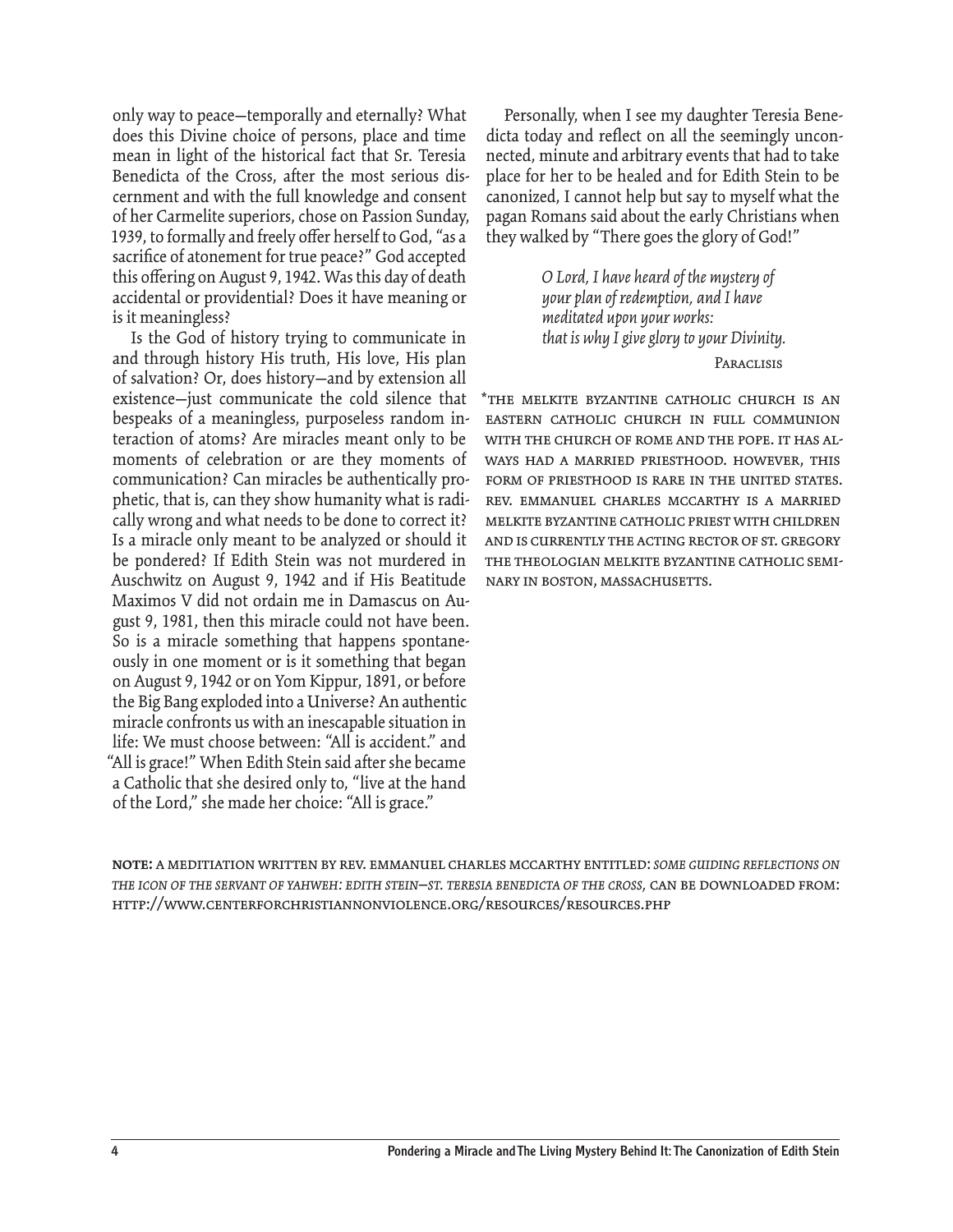only way to peace—temporally and eternally? What does this Divine choice of persons, place and time mean in light of the historical fact that Sr. Teresia Benedicta of the Cross, after the most serious discernment and with the full knowledge and consent of her Carmelite superiors, chose on Passion Sunday, 1939, to formally and freely offer herself to God, "as a sacrifice of atonement for true peace?" God accepted this offering on August 9, 1942. Was this day of death accidental or providential? Does it have meaning or is it meaningless?

Is the God of history trying to communicate in and through history His truth, His love, His plan of salvation? Or, does history—and by extension all existence—just communicate the cold silence that bespeaks of a meaningless, purposeless random interaction of atoms? Are miracles meant only to be moments of celebration or are they moments of communication? Can miracles be authentically prophetic, that is, can they show humanity what is radically wrong and what needs to be done to correct it? Is a miracle only meant to be analyzed or should it be pondered? If Edith Stein was not murdered in Auschwitz on August 9, 1942 and if His Beatitude Maximos V did not ordain me in Damascus on August 9, 1981, then this miracle could not have been. So is a miracle something that happens spontaneously in one moment or is it something that began on August 9, 1942 or on Yom Kippur, 1891, or before the Big Bang exploded into a Universe? An authentic miracle confronts us with an inescapable situation in life: We must choose between: "All is accident." and "All is grace!" When Edith Stein said after she became a Catholic that she desired only to, "live at the hand of the Lord," she made her choice: "All is grace."

Personally, when I see my daughter Teresia Benedicta today and reflect on all the seemingly unconnected, minute and arbitrary events that had to take place for her to be healed and for Edith Stein to be canonized, I cannot help but say to myself what the pagan Romans said about the early Christians when they walked by "There goes the glory of God!"

> *O Lord, I have heard of the mystery of*
> *your plan of redemption, and I have*
> *meditated upon your works:*
> *that is why I give glory to your Divinity.*
>
> PARACLISIS

*THE MELKITE BYZANTINE CATHOLIC CHURCH IS AN EASTERN CATHOLIC CHURCH IN FULL COMMUNION WITH THE CHURCH OF ROME AND THE POPE. IT HAS ALWAYS HAD A MARRIED PRIESTHOOD. HOWEVER, THIS FORM OF PRIESTHOOD IS RARE IN THE UNITED STATES. REV. EMMANUEL CHARLES MCCARTHY IS A MARRIED MELKITE BYZANTINE CATHOLIC PRIEST WITH CHILDREN AND IS CURRENTLY THE ACTING RECTOR OF ST. GREGORY THE THEOLOGIAN MELKITE BYZANTINE CATHOLIC SEMINARY IN BOSTON, MASSACHUSETTS.

**NOTE:** A MEDITIATION WRITTEN BY REV. EMMANUEL CHARLES MCCARTHY ENTITLED: *SOME GUIDING REFLECTIONS ON THE ICON OF THE SERVANT OF YAHWEH: EDITH STEIN—ST. TERESIA BENEDICTA OF THE CROSS*, CAN BE DOWNLOADED FROM: HTTP://WWW.CENTERFORCHRISTIANNONVIOLENCE.ORG/RESOURCES/RESOURCES.PHP